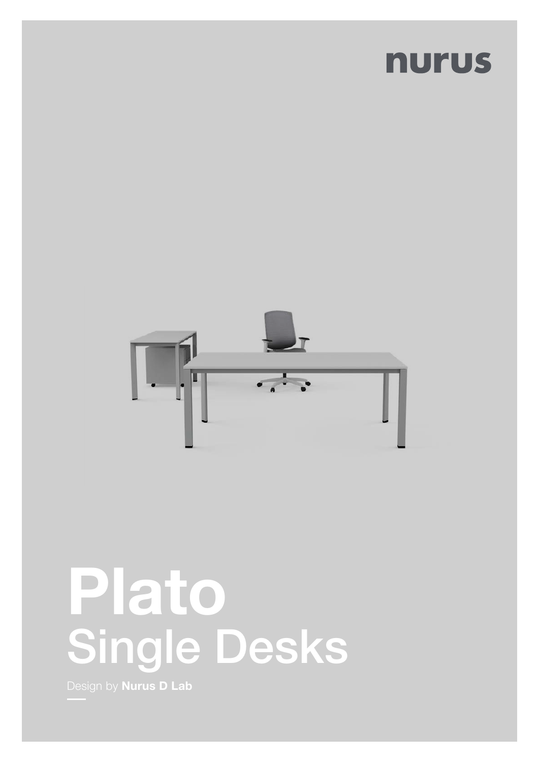nurus

# Plato

## Single Desks

Design by **Nurus D Lab**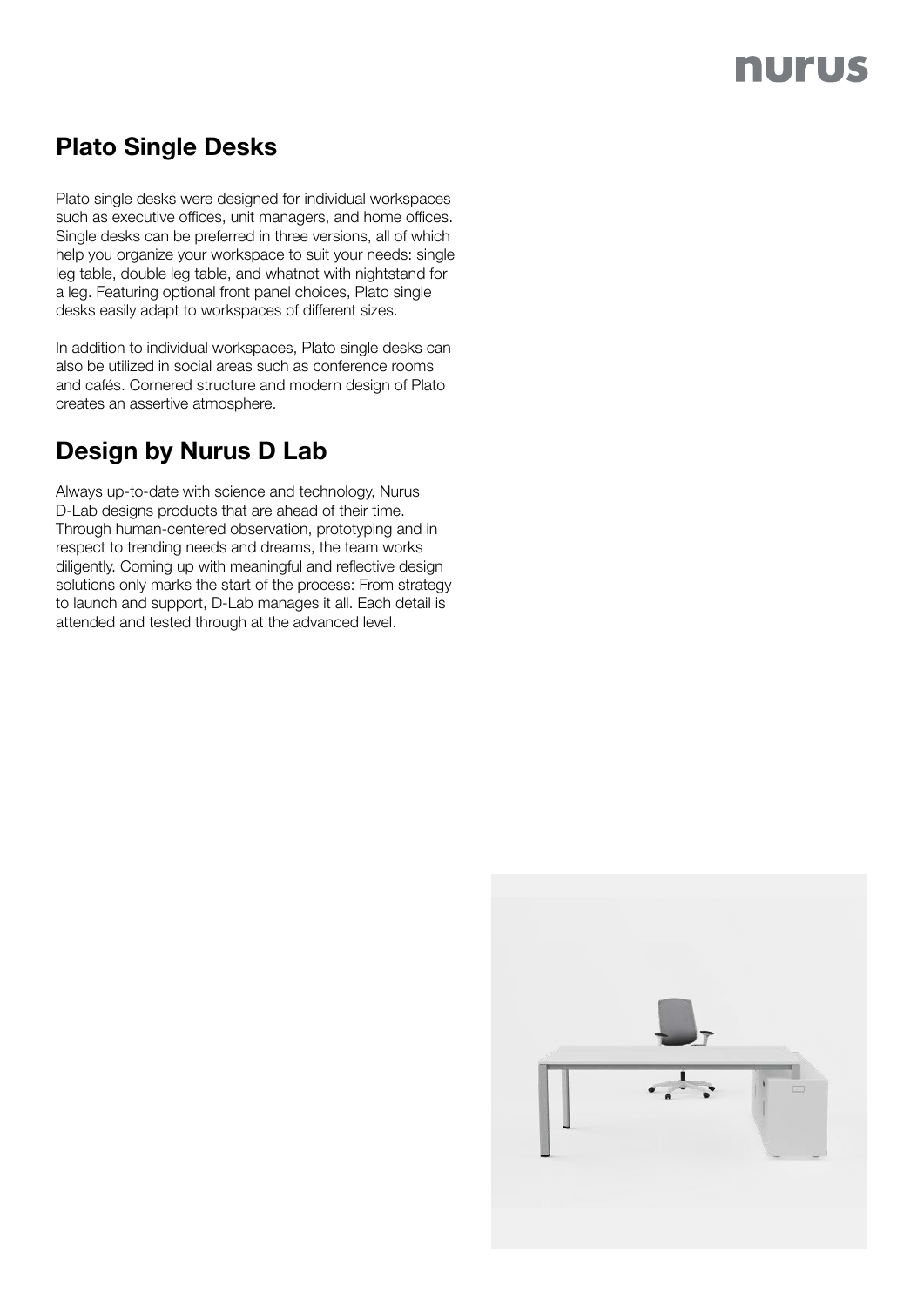## Plato Single Desks

Plato single desks were designed for individual workspaces such as executive offices, unit managers, and home offices. Single desks can be preferred in three versions, all of which help you organize your workspace to suit your needs: single leg table, double leg table, and whatnot with nightstand for a leg. Featuring optional front panel choices, Plato single desks easily adapt to workspaces of different sizes.

In addition to individual workspaces, Plato single desks can also be utilized in social areas such as conference rooms and cafés. Cornered structure and modern design of Plato creates an assertive atmosphere.

## Design by Nurus D Lab

Always up-to-date with science and technology, Nurus D-Lab designs products that are ahead of their time. Through human-centered observation, prototyping and in respect to trending needs and dreams, the team works diligently. Coming up with meaningful and reflective design solutions only marks the start of the process: From strategy to launch and support, D-Lab manages it all. Each detail is attended and tested through at the advanced level.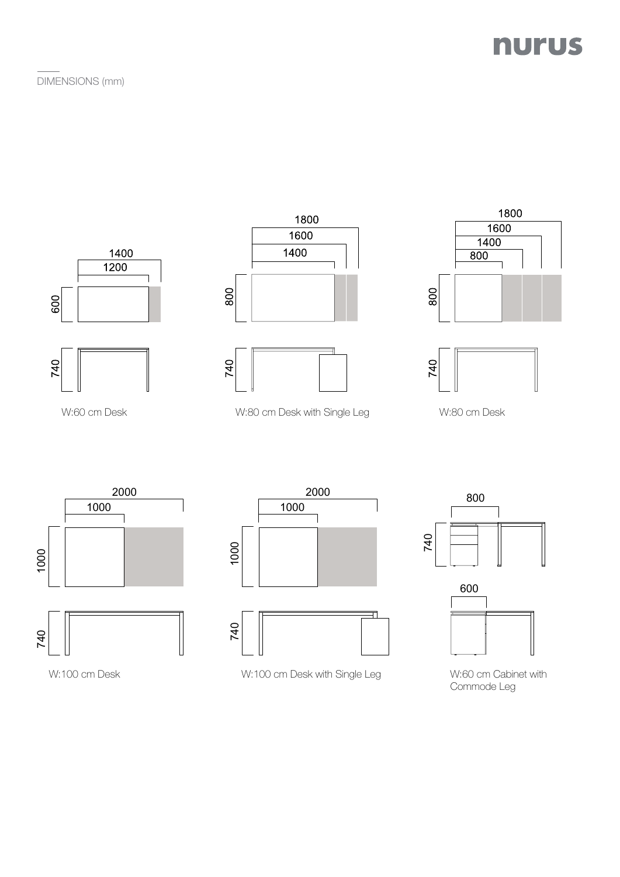DIMENSIONS (mm)

1400
1200
600
740

W:60 cm Desk

1800
1600
1400
800
740

W:80 cm Desk with Single Leg

1800
1600
1400
800
800
740

W:80 cm Desk

2000
1000
1000
740

W:100 cm Desk

2000
1000
1000
740

W:100 cm Desk with Single Leg

800
740
600

W:60 cm Cabinet with Commode Leg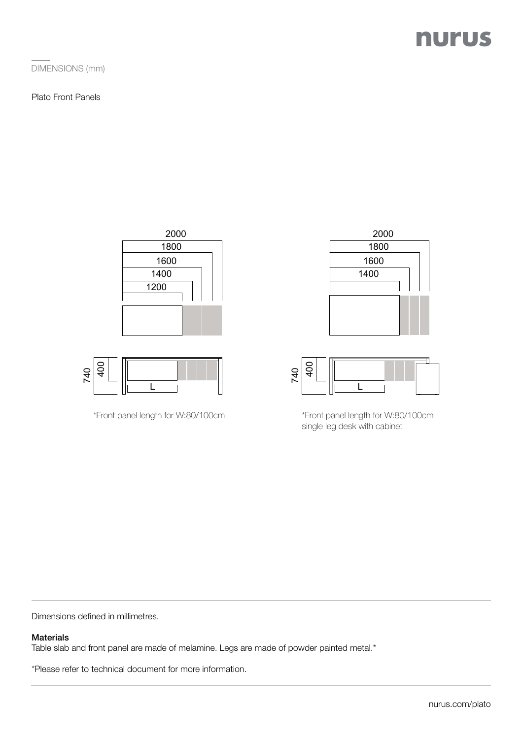DIMENSIONS (mm)

Plato Front Panels

2000
1800
1600
1400
1200

740
400
L

*Front panel length for W:80/100cm

2000
1800
1600
1400

740
400
L

*Front panel length for W:80/100cm single leg desk with cabinet

Dimensions defined in millimetres.

**Materials**
Table slab and front panel are made of melamine. Legs are made of powder painted metal.*

*Please refer to technical document for more information.

nurus.com/plato